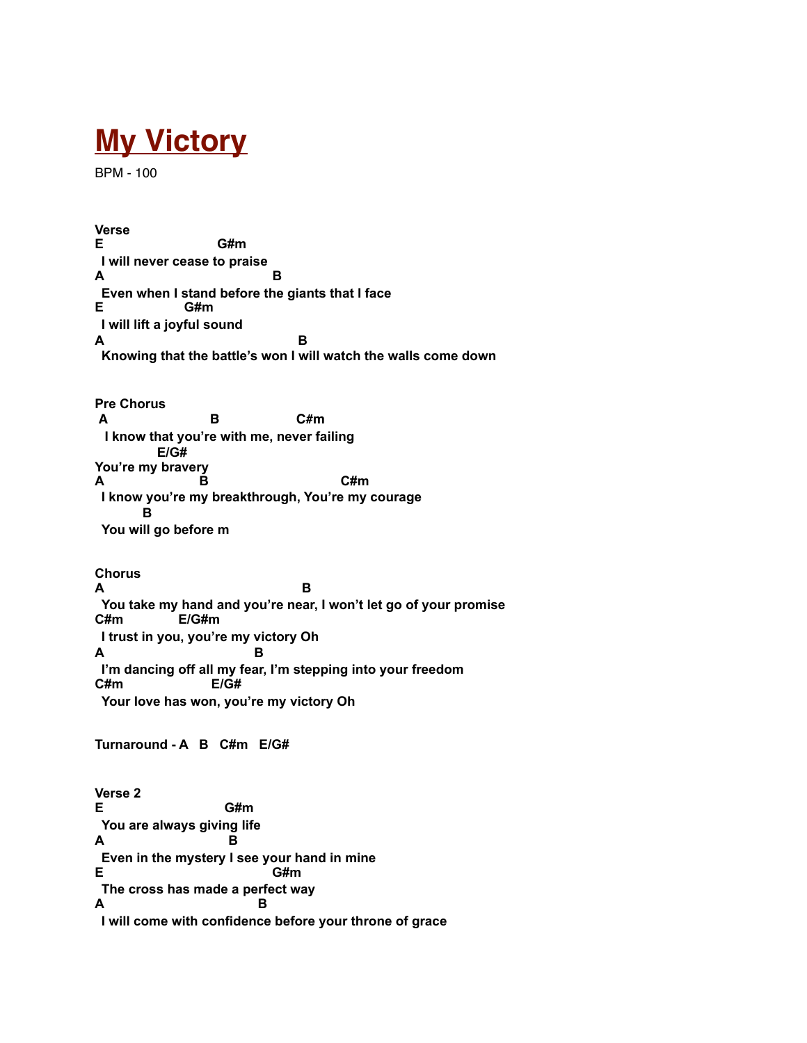# My Victory

BPM - 100

**Verse**

```
E                         G#m
 I will never cease to praise
A                                   B
 Even when I stand before the giants that I face
E                  G#m
 I will lift a joyful sound
A                                        B
 Knowing that the battle's won I will watch the walls come down
```

**Pre Chorus**

```
 A                    B                 C#m
  I know that you're with me, never failing
          E/G#
You're my bravery
A                  B                              C#m
 I know you're my breakthrough, You're my courage
         B
 You will go before m
```

**Chorus**

```
A                                        B
 You take my hand and you're near, I won't let go of your promise
C#m            E/G#m
 I trust in you, you're my victory Oh
A                              B
 I'm dancing off all my fear, I'm stepping into your freedom
C#m                    E/G#
 Your love has won, you're my victory Oh
```

**Turnaround - A B C#m E/G#**

**Verse 2**

```
E                          G#m
 You are always giving life
A                          B
 Even in the mystery I see your hand in mine
E                                  G#m
 The cross has made a perfect way
A                              B
 I will come with confidence before your throne of grace
```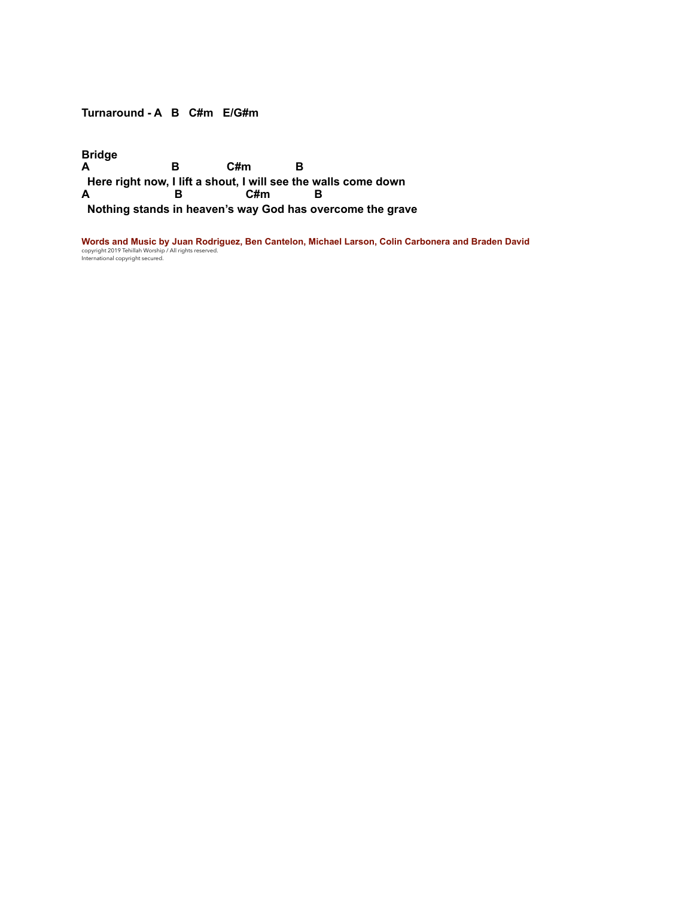**Turnaround - A   B   C#m   E/G#m**

**Bridge**

```
A                    B              C#m            B
  Here right now, I lift a shout, I will see the walls come down
A                     B                 C#m            B
  Nothing stands in heaven's way God has overcome the grave
```

**Words and Music by Juan Rodriguez, Ben Cantelon, Michael Larson, Colin Carbonera and Braden David**

copyright 2019 Tehillah Worship / All rights reserved.
International copyright secured.